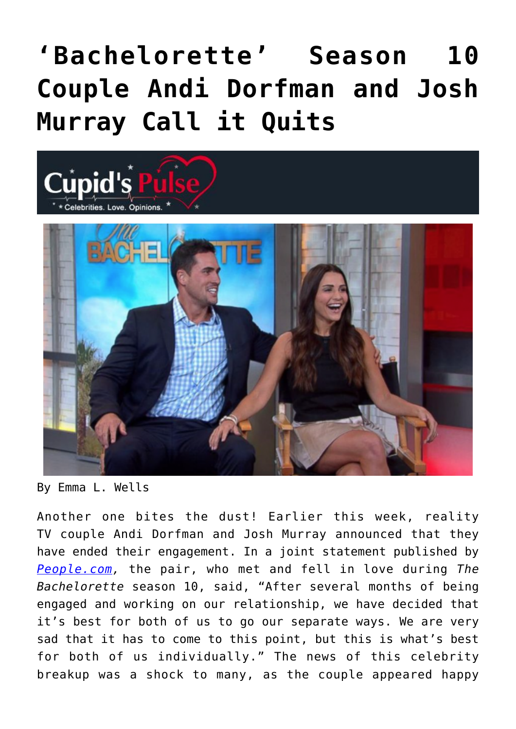# 'Bachelorette' Season 10 Couple Andi Dorfman and Josh Murray Call it Quits

By Emma L. Wells

Another one bites the dust! Earlier this week, reality TV couple Andi Dorfman and Josh Murray announced that they have ended their engagement. In a joint statement published by [*People.com*](People.com), the pair, who met and fell in love during *The Bachelorette* season 10, said, "After several months of being engaged and working on our relationship, we have decided that it's best for both of us to go our separate ways. We are very sad that it has to come to this point, but this is what's best for both of us individually." The news of this celebrity breakup was a shock to many, as the couple appeared happy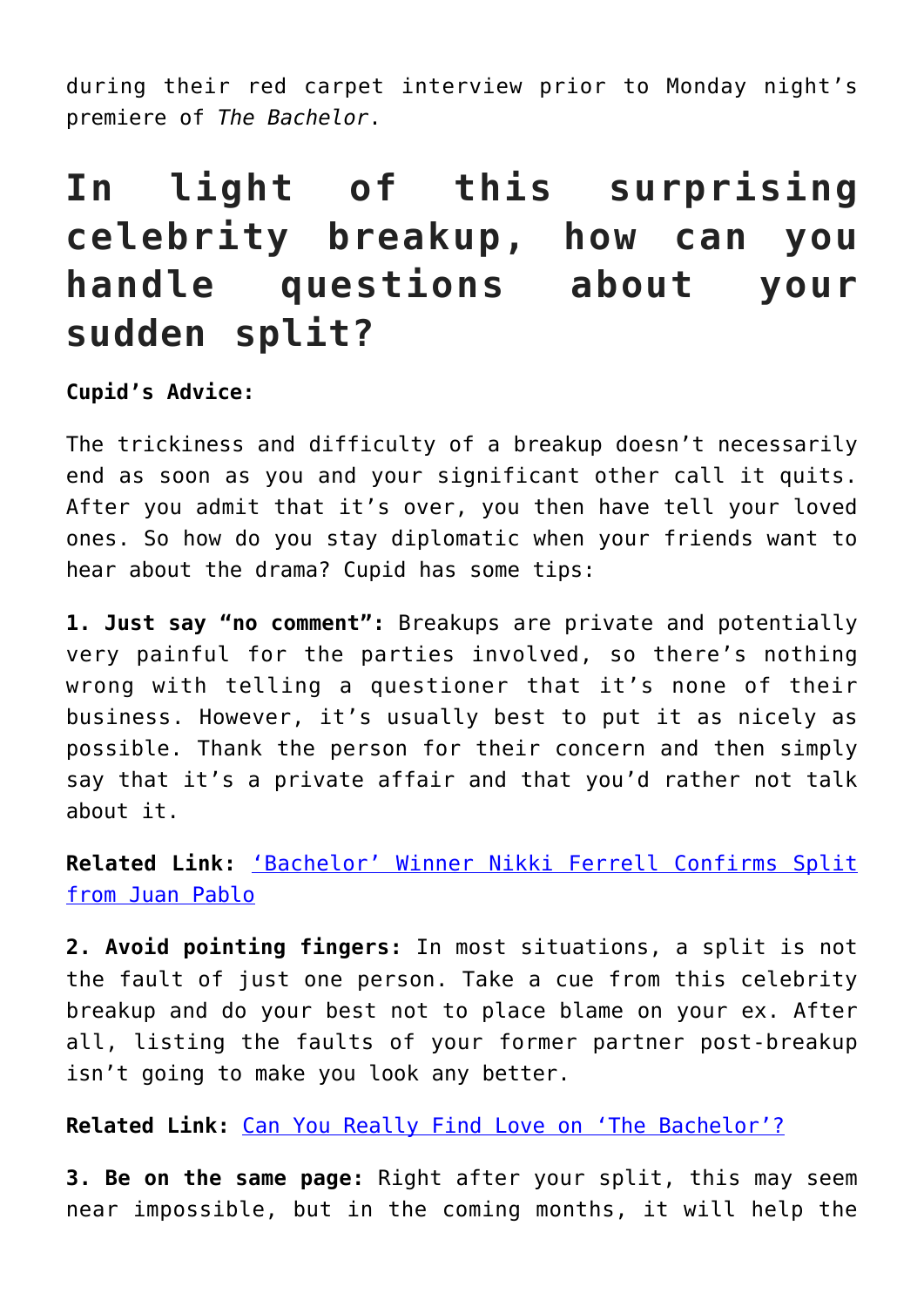during their red carpet interview prior to Monday night's premiere of *The Bachelor*.

## In light of this surprising celebrity breakup, how can you handle questions about your sudden split?

**Cupid's Advice:**

The trickiness and difficulty of a breakup doesn't necessarily end as soon as you and your significant other call it quits. After you admit that it's over, you then have tell your loved ones. So how do you stay diplomatic when your friends want to hear about the drama? Cupid has some tips:

**1. Just say "no comment":** Breakups are private and potentially very painful for the parties involved, so there's nothing wrong with telling a questioner that it's none of their business. However, it's usually best to put it as nicely as possible. Thank the person for their concern and then simply say that it's a private affair and that you'd rather not talk about it.

**Related Link:** ['Bachelor' Winner Nikki Ferrell Confirms Split from Juan Pablo]()

**2. Avoid pointing fingers:** In most situations, a split is not the fault of just one person. Take a cue from this celebrity breakup and do your best not to place blame on your ex. After all, listing the faults of your former partner post-breakup isn't going to make you look any better.

**Related Link:** [Can You Really Find Love on 'The Bachelor'?]()

**3. Be on the same page:** Right after your split, this may seem near impossible, but in the coming months, it will help the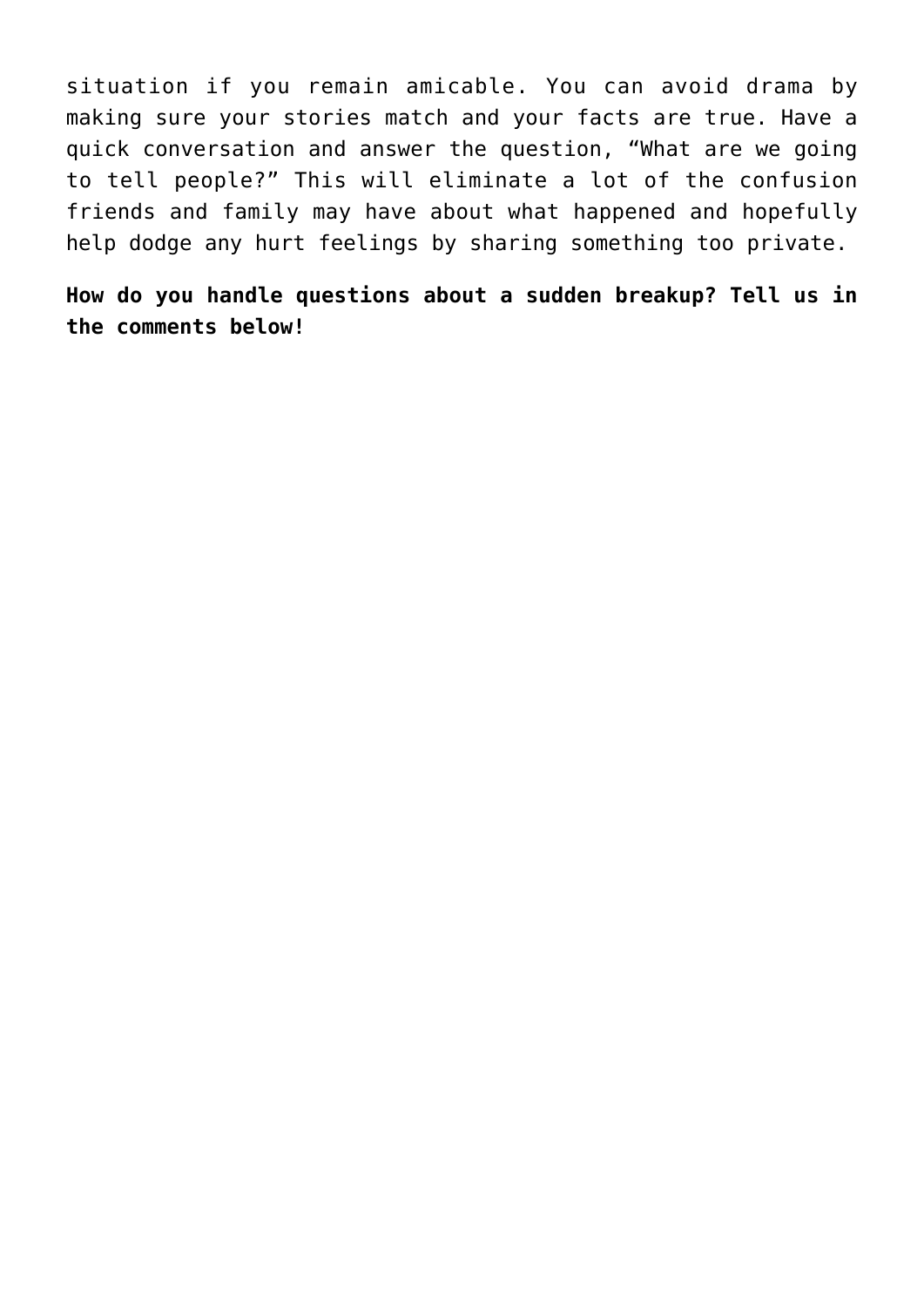situation if you remain amicable. You can avoid drama by making sure your stories match and your facts are true. Have a quick conversation and answer the question, “What are we going to tell people?” This will eliminate a lot of the confusion friends and family may have about what happened and hopefully help dodge any hurt feelings by sharing something too private.

**How do you handle questions about a sudden breakup? Tell us in the comments below!**